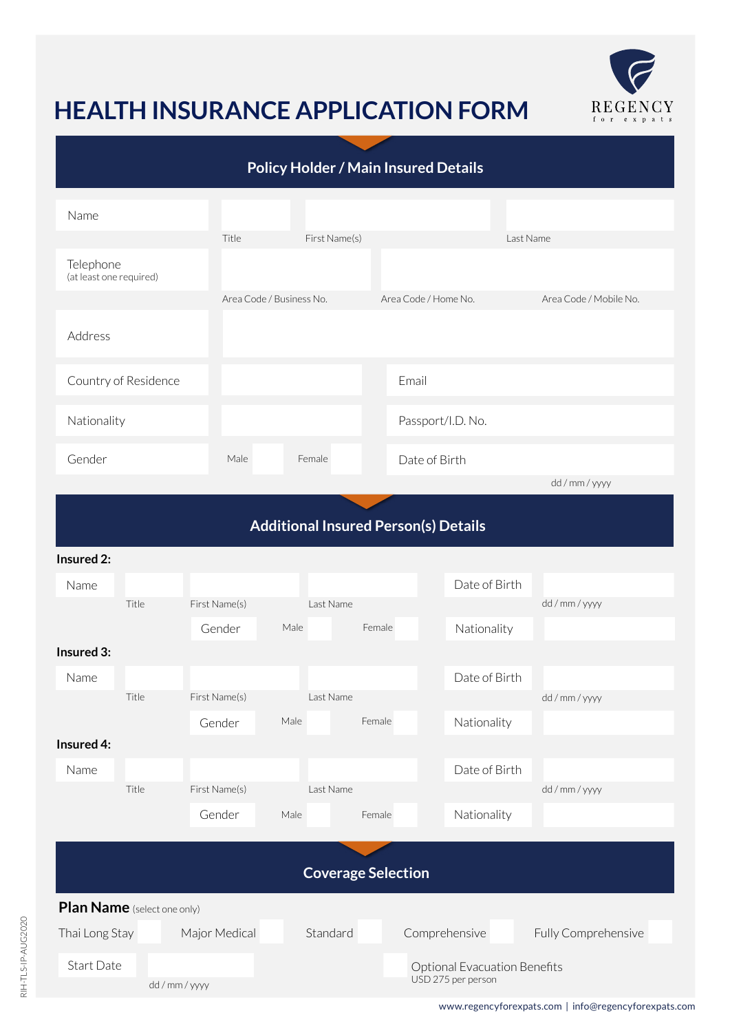# HEALTH INSURANCE APPLICATION FORM

REGENCY for expats

## Policy Holder / Main Insured Details

| | | | |
|---|---|---|---|
| Name | Title | First Name(s) | Last Name |
| Telephone (at least one required) | Area Code / Business No. | Area Code / Home No. | Area Code / Mobile No. |
| Address | | | |
| Country of Residence | | Email | |
| Nationality | | Passport/I.D. No. | |
| Gender | Male Female | Date of Birth | dd / mm / yyyy |

## Additional Insured Person(s) Details

**Insured 2:**

| | | | | |
|---|---|---|---|---|
| Name | Title | First Name(s) | Last Name | Date of Birth: dd / mm / yyyy |
| | | Gender | Male Female | Nationality |

**Insured 3:**

| | | | | |
|---|---|---|---|---|
| Name | Title | First Name(s) | Last Name | Date of Birth: dd / mm / yyyy |
| | | Gender | Male Female | Nationality |

**Insured 4:**

| | | | | |
|---|---|---|---|---|
| Name | Title | First Name(s) | Last Name | Date of Birth: dd / mm / yyyy |
| | | Gender | Male Female | Nationality |

## Coverage Selection

**Plan Name** (select one only)

Thai Long Stay | Major Medical | Standard | Comprehensive | Fully Comprehensive

Start Date: dd / mm / yyyy

Optional Evacuation Benefits
USD 275 per person

RIH-TLS-IP-AUG2020

www.regencyforexpats.com | info@regencyforexpats.com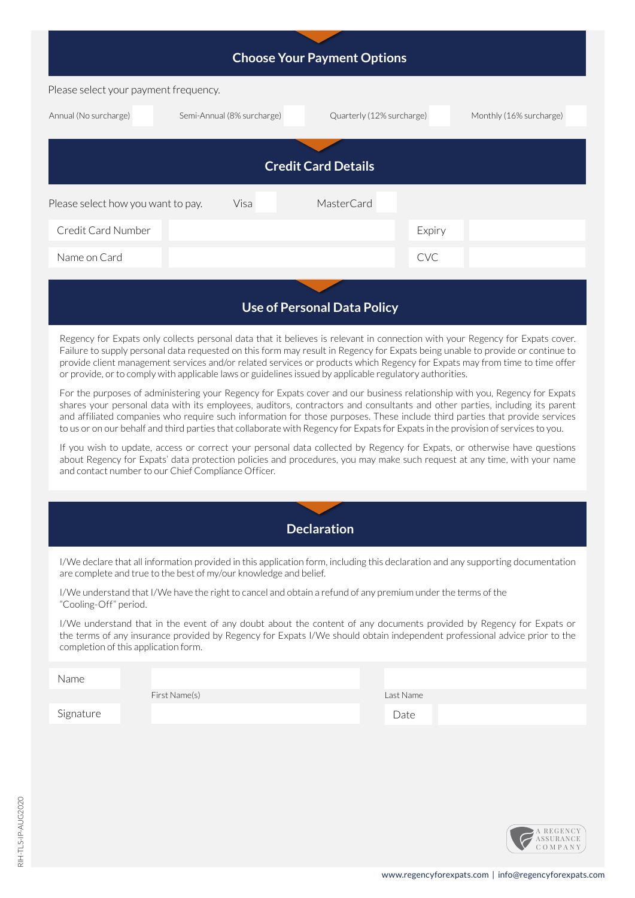## Choose Your Payment Options

Please select your payment frequency.

| | | | | | | | |
|---|---|---|---|---|---|---|---|
| Annual (No surcharge) | | Semi-Annual (8% surcharge) | | Quarterly (12% surcharge) | | Monthly (16% surcharge) | |

## Credit Card Details

Please select how you want to pay. Visa MasterCard

| | | | |
|---|---|---|---|
| Credit Card Number | | Expiry | |
| Name on Card | | CVC | |

## Use of Personal Data Policy

Regency for Expats only collects personal data that it believes is relevant in connection with your Regency for Expats cover. Failure to supply personal data requested on this form may result in Regency for Expats being unable to provide or continue to provide client management services and/or related services or products which Regency for Expats may from time to time offer or provide, or to comply with applicable laws or guidelines issued by applicable regulatory authorities.

For the purposes of administering your Regency for Expats cover and our business relationship with you, Regency for Expats shares your personal data with its employees, auditors, contractors and consultants and other parties, including its parent and affiliated companies who require such information for those purposes. These include third parties that provide services to us or on our behalf and third parties that collaborate with Regency for Expats for Expats in the provision of services to you.

If you wish to update, access or correct your personal data collected by Regency for Expats, or otherwise have questions about Regency for Expats' data protection policies and procedures, you may make such request at any time, with your name and contact number to our Chief Compliance Officer.

## Declaration

I/We declare that all information provided in this application form, including this declaration and any supporting documentation are complete and true to the best of my/our knowledge and belief.

I/We understand that I/We have the right to cancel and obtain a refund of any premium under the terms of the "Cooling-Off" period.

I/We understand that in the event of any doubt about the content of any documents provided by Regency for Expats or the terms of any insurance provided by Regency for Expats I/We should obtain independent professional advice prior to the completion of this application form.

| | | | |
|---|---|---|---|
| Name | First Name(s) | Last Name | |
| Signature | | Date | |

RIH-TLS-IP-AUG2020

A REGENCY ASSURANCE COMPANY

www.regencyforexpats.com | info@regencyforexpats.com